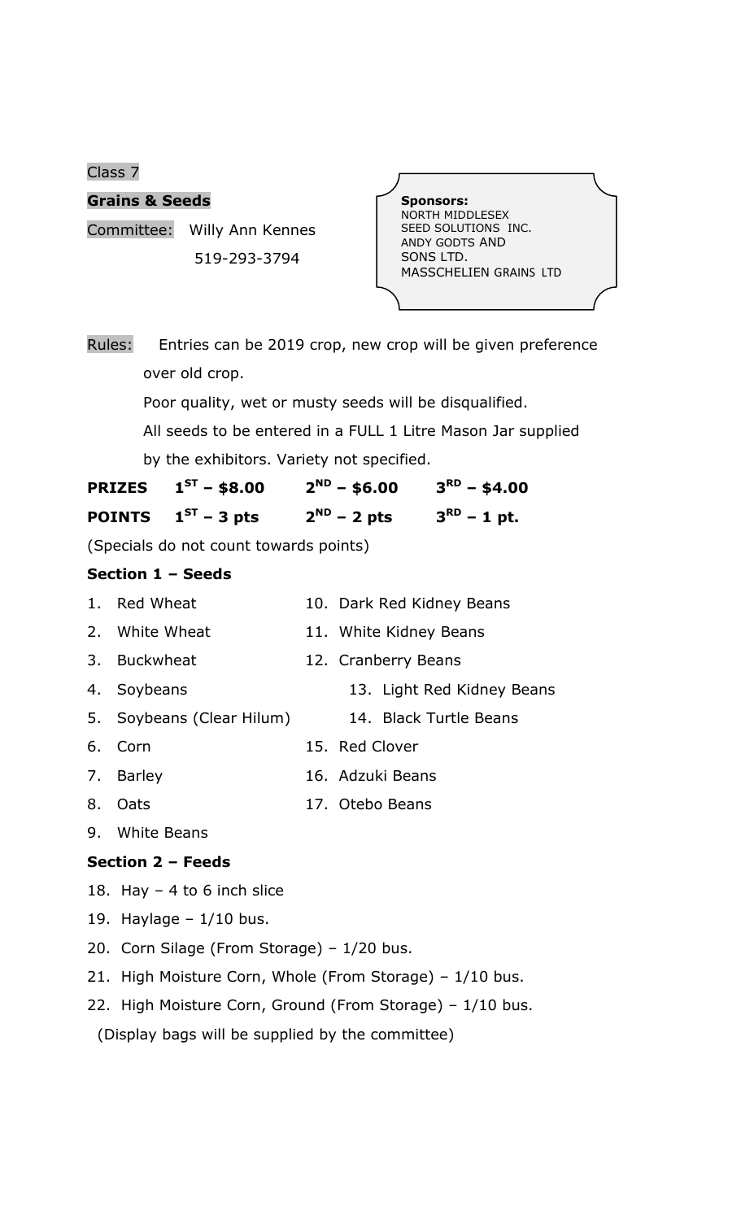Class 7

**Grains & Seeds**

Committee: Willy Ann Kennes
519-293-3794

**Sponsors:**
NORTH MIDDLESEX SEED SOLUTIONS INC.
ANDY GODTS AND SONS LTD.
MASSCHELIEN GRAINS LTD

Rules: Entries can be 2019 crop, new crop will be given preference over old crop.
Poor quality, wet or musty seeds will be disqualified.
All seeds to be entered in a FULL 1 Litre Mason Jar supplied by the exhibitors. Variety not specified.

**PRIZES 1ST – $8.00 2ND – $6.00 3RD – $4.00**

**POINTS 1ST – 3 pts 2ND – 2 pts 3RD – 1 pt.**

(Specials do not count towards points)

**Section 1 – Seeds**

1. Red Wheat
2. White Wheat
3. Buckwheat
4. Soybeans
5. Soybeans (Clear Hilum)
6. Corn
7. Barley
8. Oats
9. White Beans
10. Dark Red Kidney Beans
11. White Kidney Beans
12. Cranberry Beans
13. Light Red Kidney Beans
14. Black Turtle Beans
15. Red Clover
16. Adzuki Beans
17. Otebo Beans

**Section 2 – Feeds**

18. Hay – 4 to 6 inch slice
19. Haylage – 1/10 bus.
20. Corn Silage (From Storage) – 1/20 bus.
21. High Moisture Corn, Whole (From Storage) – 1/10 bus.
22. High Moisture Corn, Ground (From Storage) – 1/10 bus.

(Display bags will be supplied by the committee)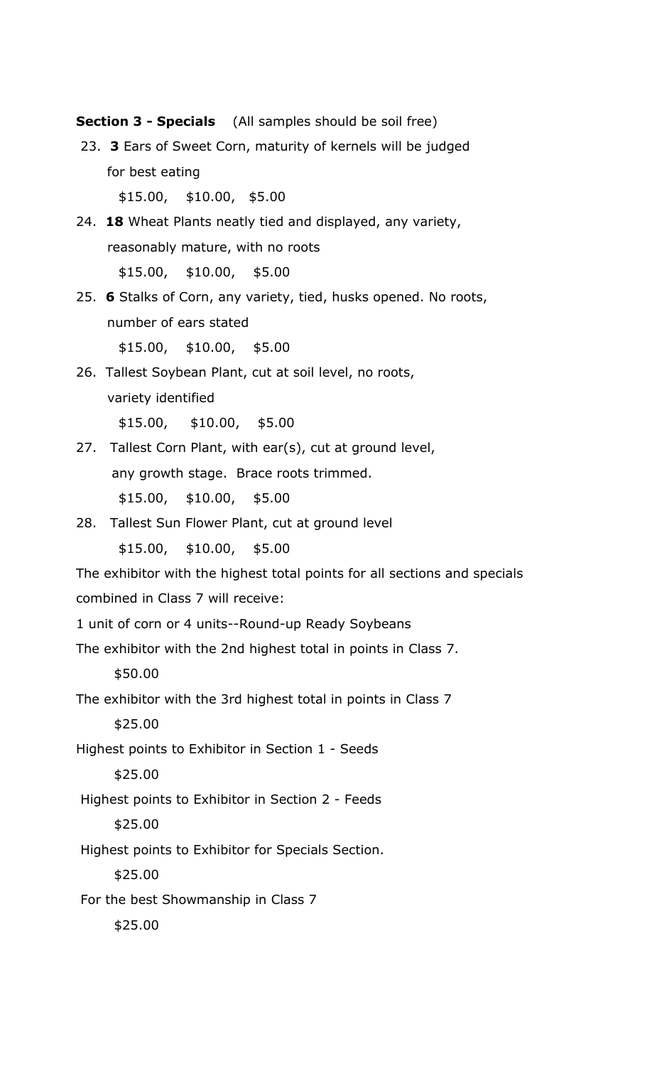**Section 3 - Specials** (All samples should be soil free)

23. **3** Ears of Sweet Corn, maturity of kernels will be judged for best eating

    $15.00, $10.00, $5.00

24. **18** Wheat Plants neatly tied and displayed, any variety, reasonably mature, with no roots

    $15.00, $10.00, $5.00

25. **6** Stalks of Corn, any variety, tied, husks opened. No roots, number of ears stated

    $15.00, $10.00, $5.00

26. Tallest Soybean Plant, cut at soil level, no roots, variety identified

    $15.00, $10.00, $5.00

27. Tallest Corn Plant, with ear(s), cut at ground level, any growth stage. Brace roots trimmed.

    $15.00, $10.00, $5.00

28. Tallest Sun Flower Plant, cut at ground level

    $15.00, $10.00, $5.00

The exhibitor with the highest total points for all sections and specials combined in Class 7 will receive:

1 unit of corn or 4 units--Round-up Ready Soybeans

The exhibitor with the 2nd highest total in points in Class 7.

$50.00

The exhibitor with the 3rd highest total in points in Class 7

$25.00

Highest points to Exhibitor in Section 1 - Seeds

$25.00

Highest points to Exhibitor in Section 2 - Feeds

$25.00

Highest points to Exhibitor for Specials Section.

$25.00

For the best Showmanship in Class 7

$25.00